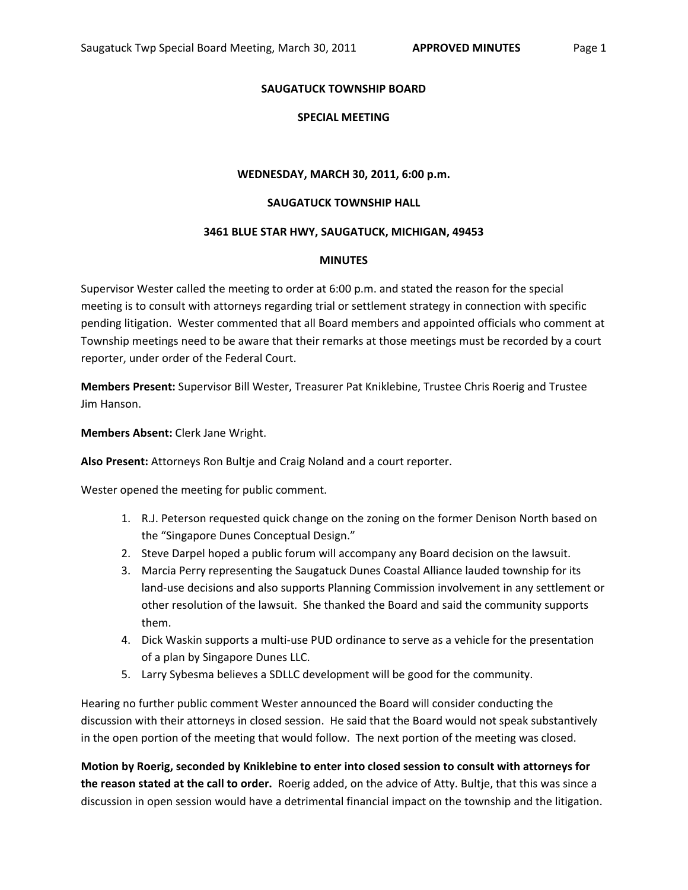# SAUGATUCK TOWNSHIP BOARD

## SPECIAL MEETING

**WEDNESDAY, MARCH 30, 2011, 6:00 p.m.**

**SAUGATUCK TOWNSHIP HALL**

**3461 BLUE STAR HWY, SAUGATUCK, MICHIGAN, 49453**

**MINUTES**

Supervisor Wester called the meeting to order at 6:00 p.m. and stated the reason for the special meeting is to consult with attorneys regarding trial or settlement strategy in connection with specific pending litigation. Wester commented that all Board members and appointed officials who comment at Township meetings need to be aware that their remarks at those meetings must be recorded by a court reporter, under order of the Federal Court.

**Members Present:** Supervisor Bill Wester, Treasurer Pat Kniklebine, Trustee Chris Roerig and Trustee Jim Hanson.

**Members Absent:** Clerk Jane Wright.

**Also Present:** Attorneys Ron Bultje and Craig Noland and a court reporter.

Wester opened the meeting for public comment.

1. R.J. Peterson requested quick change on the zoning on the former Denison North based on the "Singapore Dunes Conceptual Design."
2. Steve Darpel hoped a public forum will accompany any Board decision on the lawsuit.
3. Marcia Perry representing the Saugatuck Dunes Coastal Alliance lauded township for its land-use decisions and also supports Planning Commission involvement in any settlement or other resolution of the lawsuit. She thanked the Board and said the community supports them.
4. Dick Waskin supports a multi-use PUD ordinance to serve as a vehicle for the presentation of a plan by Singapore Dunes LLC.
5. Larry Sybesma believes a SDLLC development will be good for the community.

Hearing no further public comment Wester announced the Board will consider conducting the discussion with their attorneys in closed session. He said that the Board would not speak substantively in the open portion of the meeting that would follow. The next portion of the meeting was closed.

**Motion by Roerig, seconded by Kniklebine to enter into closed session to consult with attorneys for the reason stated at the call to order.** Roerig added, on the advice of Atty. Bultje, that this was since a discussion in open session would have a detrimental financial impact on the township and the litigation.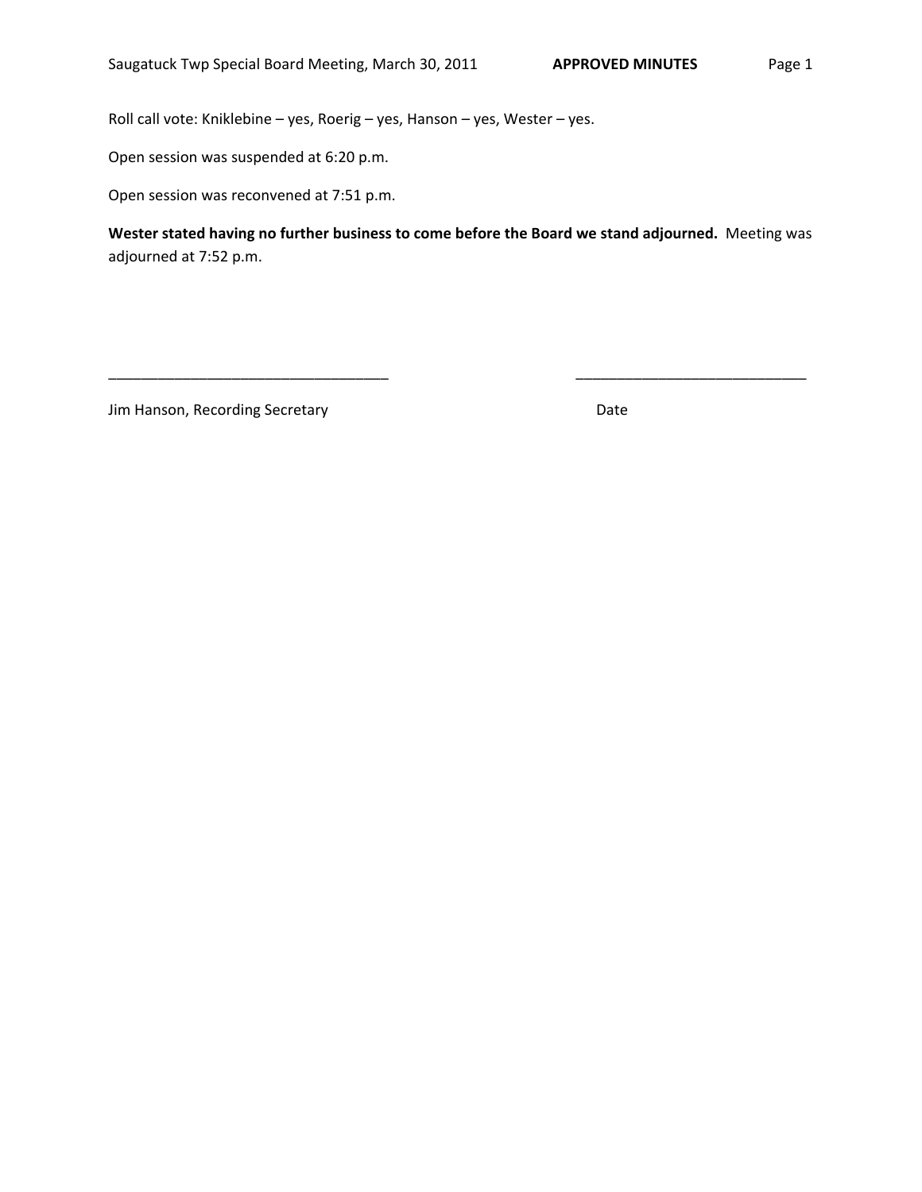Roll call vote: Kniklebine – yes, Roerig – yes, Hanson – yes, Wester – yes.

Open session was suspended at 6:20 p.m.

Open session was reconvened at 7:51 p.m.

**Wester stated having no further business to come before the Board we stand adjourned.** Meeting was adjourned at 7:52 p.m.

___________________________________ _____________________________

Jim Hanson, Recording Secretary Date